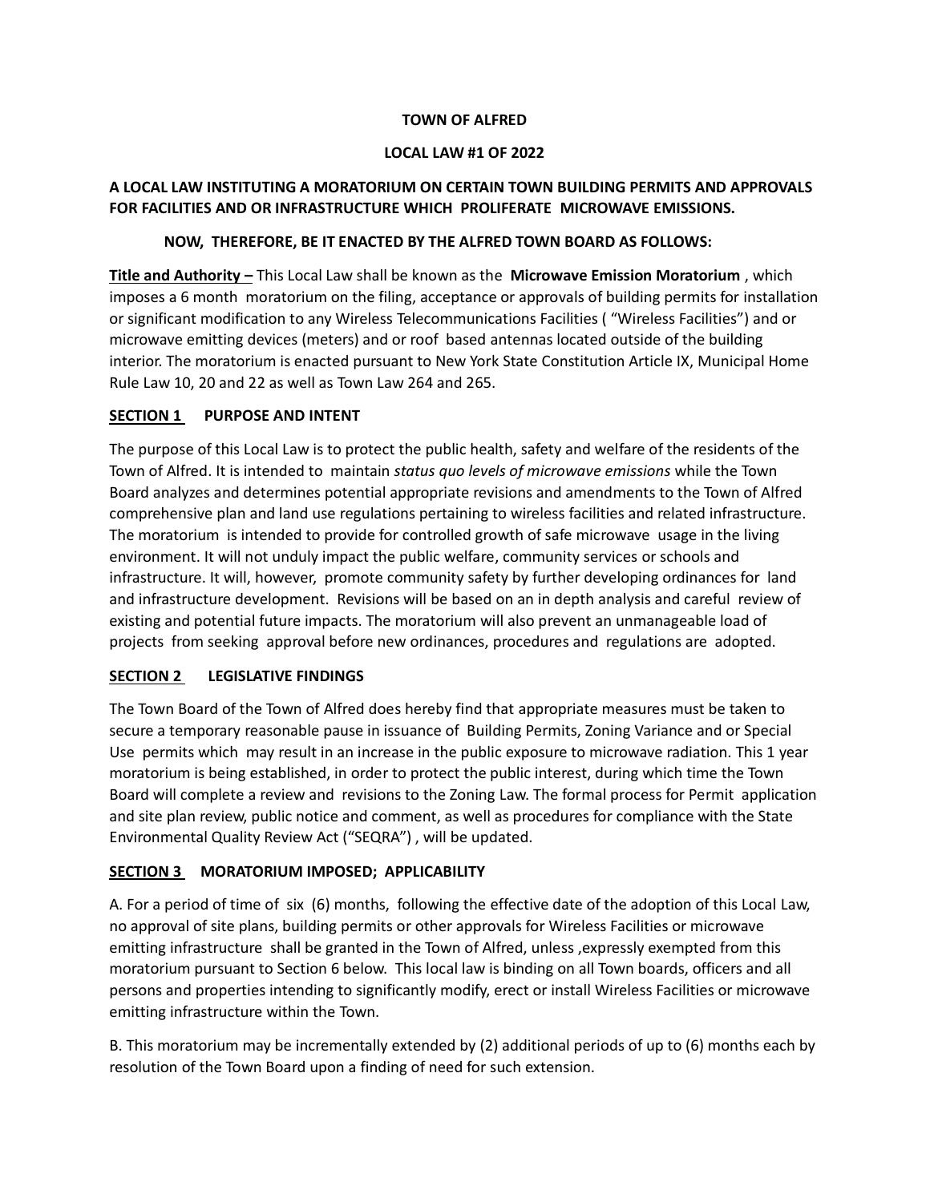**TOWN OF ALFRED**

**LOCAL LAW #1 OF 2022**

**A LOCAL LAW INSTITUTING A MORATORIUM ON CERTAIN TOWN BUILDING PERMITS AND APPROVALS FOR FACILITIES AND OR INFRASTRUCTURE WHICH PROLIFERATE MICROWAVE EMISSIONS.**

**NOW, THEREFORE, BE IT ENACTED BY THE ALFRED TOWN BOARD AS FOLLOWS:**

**Title and Authority –** This Local Law shall be known as the **Microwave Emission Moratorium** , which imposes a 6 month moratorium on the filing, acceptance or approvals of building permits for installation or significant modification to any Wireless Telecommunications Facilities ( "Wireless Facilities") and or microwave emitting devices (meters) and or roof based antennas located outside of the building interior. The moratorium is enacted pursuant to New York State Constitution Article IX, Municipal Home Rule Law 10, 20 and 22 as well as Town Law 264 and 265.

## SECTION 1 PURPOSE AND INTENT

The purpose of this Local Law is to protect the public health, safety and welfare of the residents of the Town of Alfred. It is intended to maintain *status quo levels of microwave emissions* while the Town Board analyzes and determines potential appropriate revisions and amendments to the Town of Alfred comprehensive plan and land use regulations pertaining to wireless facilities and related infrastructure. The moratorium is intended to provide for controlled growth of safe microwave usage in the living environment. It will not unduly impact the public welfare, community services or schools and infrastructure. It will, however, promote community safety by further developing ordinances for land and infrastructure development. Revisions will be based on an in depth analysis and careful review of existing and potential future impacts. The moratorium will also prevent an unmanageable load of projects from seeking approval before new ordinances, procedures and regulations are adopted.

## SECTION 2 LEGISLATIVE FINDINGS

The Town Board of the Town of Alfred does hereby find that appropriate measures must be taken to secure a temporary reasonable pause in issuance of Building Permits, Zoning Variance and or Special Use permits which may result in an increase in the public exposure to microwave radiation. This 1 year moratorium is being established, in order to protect the public interest, during which time the Town Board will complete a review and revisions to the Zoning Law. The formal process for Permit application and site plan review, public notice and comment, as well as procedures for compliance with the State Environmental Quality Review Act ("SEQRA") , will be updated.

## SECTION 3 MORATORIUM IMPOSED; APPLICABILITY

A. For a period of time of six (6) months, following the effective date of the adoption of this Local Law, no approval of site plans, building permits or other approvals for Wireless Facilities or microwave emitting infrastructure shall be granted in the Town of Alfred, unless ,expressly exempted from this moratorium pursuant to Section 6 below. This local law is binding on all Town boards, officers and all persons and properties intending to significantly modify, erect or install Wireless Facilities or microwave emitting infrastructure within the Town.

B. This moratorium may be incrementally extended by (2) additional periods of up to (6) months each by resolution of the Town Board upon a finding of need for such extension.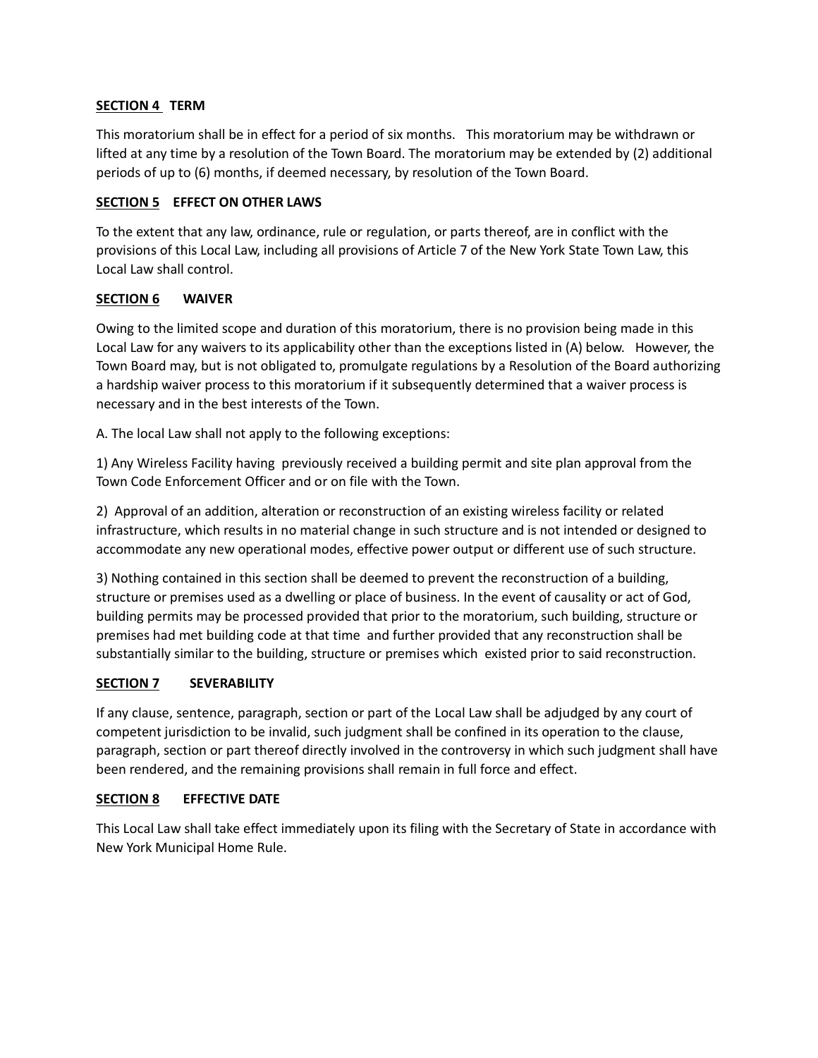**<u>SECTION 4</u> TERM**

This moratorium shall be in effect for a period of six months. This moratorium may be withdrawn or lifted at any time by a resolution of the Town Board. The moratorium may be extended by (2) additional periods of up to (6) months, if deemed necessary, by resolution of the Town Board.

**<u>SECTION 5</u> EFFECT ON OTHER LAWS**

To the extent that any law, ordinance, rule or regulation, or parts thereof, are in conflict with the provisions of this Local Law, including all provisions of Article 7 of the New York State Town Law, this Local Law shall control.

**<u>SECTION 6</u> WAIVER**

Owing to the limited scope and duration of this moratorium, there is no provision being made in this Local Law for any waivers to its applicability other than the exceptions listed in (A) below. However, the Town Board may, but is not obligated to, promulgate regulations by a Resolution of the Board authorizing a hardship waiver process to this moratorium if it subsequently determined that a waiver process is necessary and in the best interests of the Town.

A. The local Law shall not apply to the following exceptions:

1) Any Wireless Facility having previously received a building permit and site plan approval from the Town Code Enforcement Officer and or on file with the Town.

2) Approval of an addition, alteration or reconstruction of an existing wireless facility or related infrastructure, which results in no material change in such structure and is not intended or designed to accommodate any new operational modes, effective power output or different use of such structure.

3) Nothing contained in this section shall be deemed to prevent the reconstruction of a building, structure or premises used as a dwelling or place of business. In the event of causality or act of God, building permits may be processed provided that prior to the moratorium, such building, structure or premises had met building code at that time and further provided that any reconstruction shall be substantially similar to the building, structure or premises which existed prior to said reconstruction.

**<u>SECTION 7</u> SEVERABILITY**

If any clause, sentence, paragraph, section or part of the Local Law shall be adjudged by any court of competent jurisdiction to be invalid, such judgment shall be confined in its operation to the clause, paragraph, section or part thereof directly involved in the controversy in which such judgment shall have been rendered, and the remaining provisions shall remain in full force and effect.

**<u>SECTION 8</u> EFFECTIVE DATE**

This Local Law shall take effect immediately upon its filing with the Secretary of State in accordance with New York Municipal Home Rule.